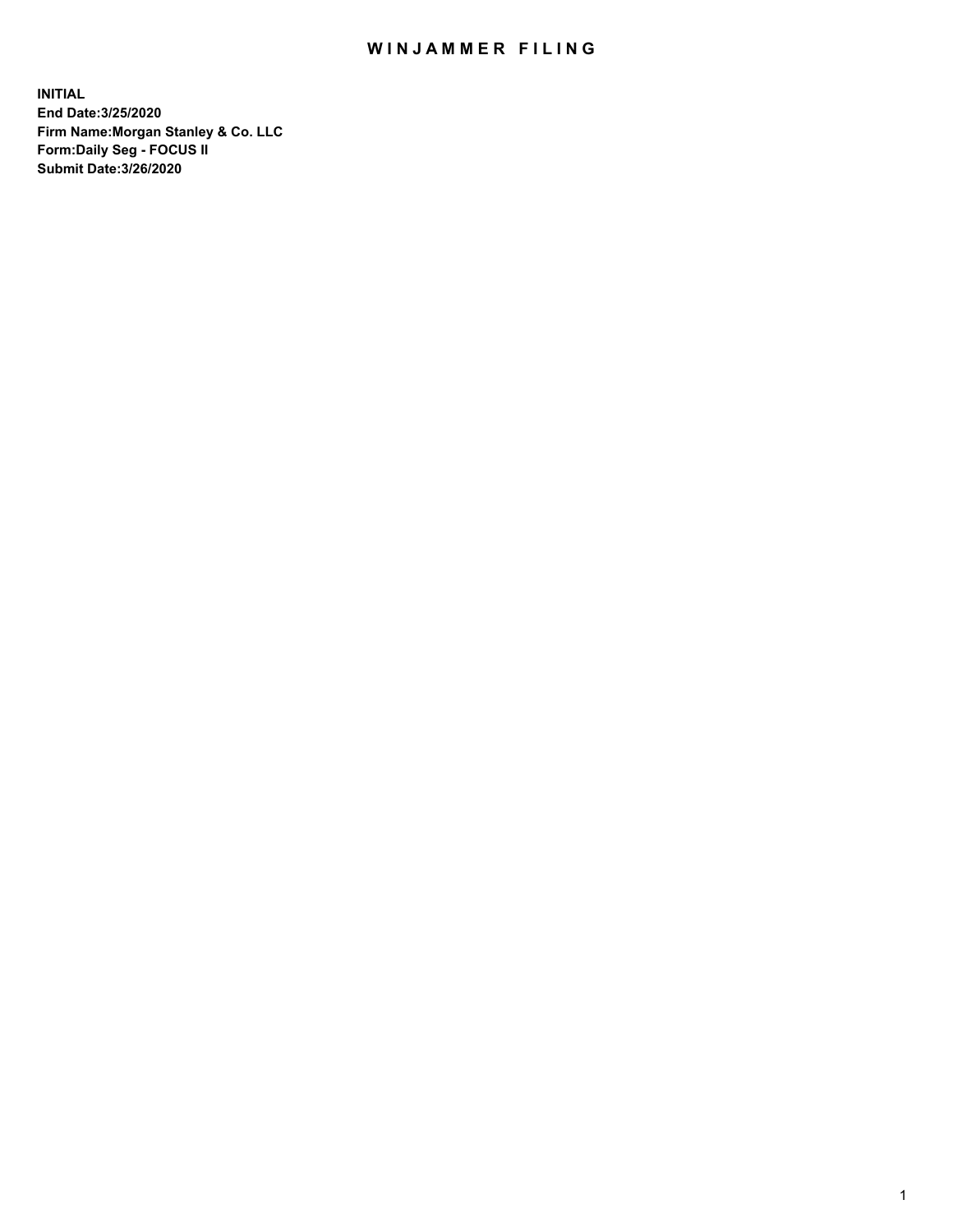# WINJAMMER FILING

**INITIAL**
**End Date:3/25/2020**
**Firm Name:Morgan Stanley & Co. LLC**
**Form:Daily Seg - FOCUS II**
**Submit Date:3/26/2020**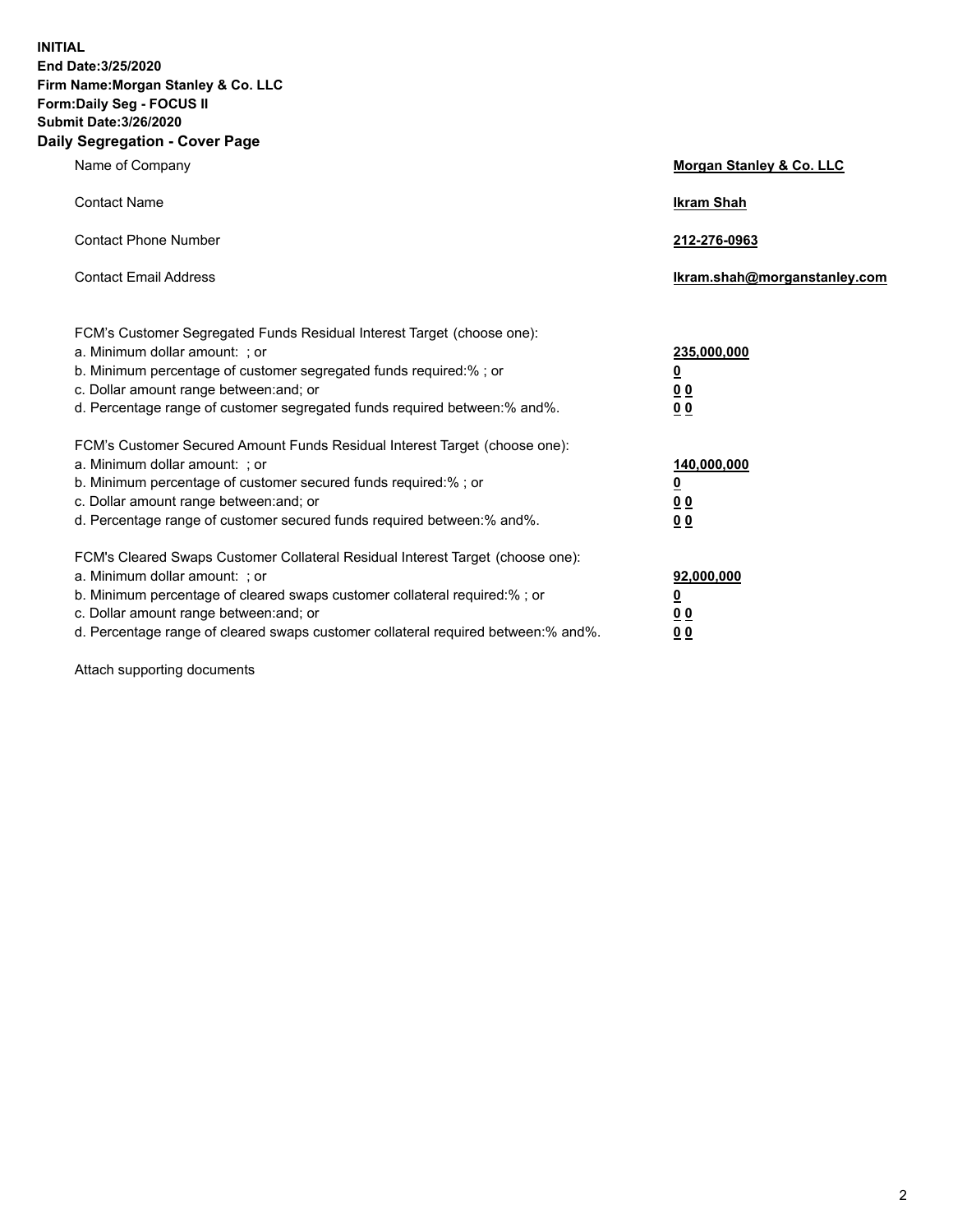**INITIAL**
**End Date:3/25/2020**
**Firm Name:Morgan Stanley & Co. LLC**
**Form:Daily Seg - FOCUS II**
**Submit Date:3/26/2020**

## Daily Segregation - Cover Page

| | |
|---|---|
| Name of Company | **Morgan Stanley & Co. LLC** |
| Contact Name | **Ikram Shah** |
| Contact Phone Number | **212-276-0963** |
| Contact Email Address | **Ikram.shah@morganstanley.com** |

| | |
|---|---|
| FCM's Customer Segregated Funds Residual Interest Target (choose one): | |
| a. Minimum dollar amount: ; or | **235,000,000** |
| b. Minimum percentage of customer segregated funds required:% ; or | **0** |
| c. Dollar amount range between:and; or | **0 0** |
| d. Percentage range of customer segregated funds required between:% and%. | **0 0** |
| FCM's Customer Secured Amount Funds Residual Interest Target (choose one): | |
| a. Minimum dollar amount: ; or | **140,000,000** |
| b. Minimum percentage of customer secured funds required:% ; or | **0** |
| c. Dollar amount range between:and; or | **0 0** |
| d. Percentage range of customer secured funds required between:% and%. | **0 0** |
| FCM's Cleared Swaps Customer Collateral Residual Interest Target (choose one): | |
| a. Minimum dollar amount: ; or | **92,000,000** |
| b. Minimum percentage of cleared swaps customer collateral required:% ; or | **0** |
| c. Dollar amount range between:and; or | **0 0** |
| d. Percentage range of cleared swaps customer collateral required between:% and%. | **0 0** |

Attach supporting documents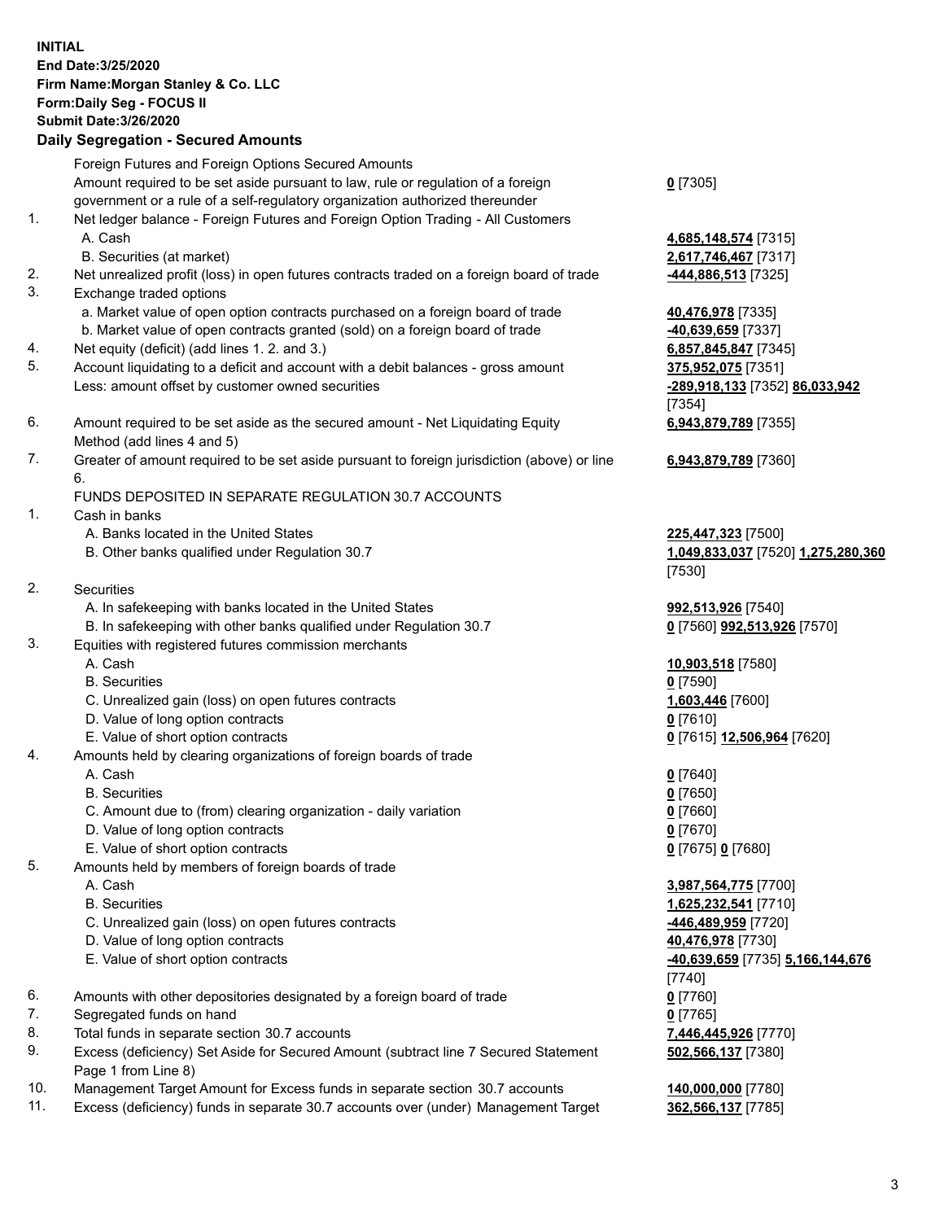**INITIAL**
**End Date:3/25/2020**
**Firm Name:Morgan Stanley & Co. LLC**
**Form:Daily Seg - FOCUS II**
**Submit Date:3/26/2020**

## Daily Segregation - Secured Amounts

| | | |
|---|---|---|
| | Foreign Futures and Foreign Options Secured Amounts | |
| | Amount required to be set aside pursuant to law, rule or regulation of a foreign government or a rule of a self-regulatory organization authorized thereunder | **0** [7305] |
| 1. | Net ledger balance - Foreign Futures and Foreign Option Trading - All Customers | |
| | A. Cash | **4,685,148,574** [7315] |
| | B. Securities (at market) | **2,617,746,467** [7317] |
| 2. | Net unrealized profit (loss) in open futures contracts traded on a foreign board of trade | **-444,886,513** [7325] |
| 3. | Exchange traded options | |
| | a. Market value of open option contracts purchased on a foreign board of trade | **40,476,978** [7335] |
| | b. Market value of open contracts granted (sold) on a foreign board of trade | **-40,639,659** [7337] |
| 4. | Net equity (deficit) (add lines 1. 2. and 3.) | **6,857,845,847** [7345] |
| 5. | Account liquidating to a deficit and account with a debit balances - gross amount | **375,952,075** [7351] |
| | Less: amount offset by customer owned securities | **-289,918,133** [7352] **86,033,942** [7354] |
| 6. | Amount required to be set aside as the secured amount - Net Liquidating Equity Method (add lines 4 and 5) | **6,943,879,789** [7355] |
| 7. | Greater of amount required to be set aside pursuant to foreign jurisdiction (above) or line 6. | **6,943,879,789** [7360] |
| | FUNDS DEPOSITED IN SEPARATE REGULATION 30.7 ACCOUNTS | |
| 1. | Cash in banks | |
| | A. Banks located in the United States | **225,447,323** [7500] |
| | B. Other banks qualified under Regulation 30.7 | **1,049,833,037** [7520] **1,275,280,360** [7530] |
| 2. | Securities | |
| | A. In safekeeping with banks located in the United States | **992,513,926** [7540] |
| | B. In safekeeping with other banks qualified under Regulation 30.7 | **0** [7560] **992,513,926** [7570] |
| 3. | Equities with registered futures commission merchants | |
| | A. Cash | **10,903,518** [7580] |
| | B. Securities | **0** [7590] |
| | C. Unrealized gain (loss) on open futures contracts | **1,603,446** [7600] |
| | D. Value of long option contracts | **0** [7610] |
| | E. Value of short option contracts | **0** [7615] **12,506,964** [7620] |
| 4. | Amounts held by clearing organizations of foreign boards of trade | |
| | A. Cash | **0** [7640] |
| | B. Securities | **0** [7650] |
| | C. Amount due to (from) clearing organization - daily variation | **0** [7660] |
| | D. Value of long option contracts | **0** [7670] |
| | E. Value of short option contracts | **0** [7675] **0** [7680] |
| 5. | Amounts held by members of foreign boards of trade | |
| | A. Cash | **3,987,564,775** [7700] |
| | B. Securities | **1,625,232,541** [7710] |
| | C. Unrealized gain (loss) on open futures contracts | **-446,489,959** [7720] |
| | D. Value of long option contracts | **40,476,978** [7730] |
| | E. Value of short option contracts | **-40,639,659** [7735] **5,166,144,676** [7740] |
| 6. | Amounts with other depositories designated by a foreign board of trade | **0** [7760] |
| 7. | Segregated funds on hand | **0** [7765] |
| 8. | Total funds in separate section 30.7 accounts | **7,446,445,926** [7770] |
| 9. | Excess (deficiency) Set Aside for Secured Amount (subtract line 7 Secured Statement Page 1 from Line 8) | **502,566,137** [7380] |
| 10. | Management Target Amount for Excess funds in separate section 30.7 accounts | **140,000,000** [7780] |
| 11. | Excess (deficiency) funds in separate 30.7 accounts over (under) Management Target | **362,566,137** [7785] |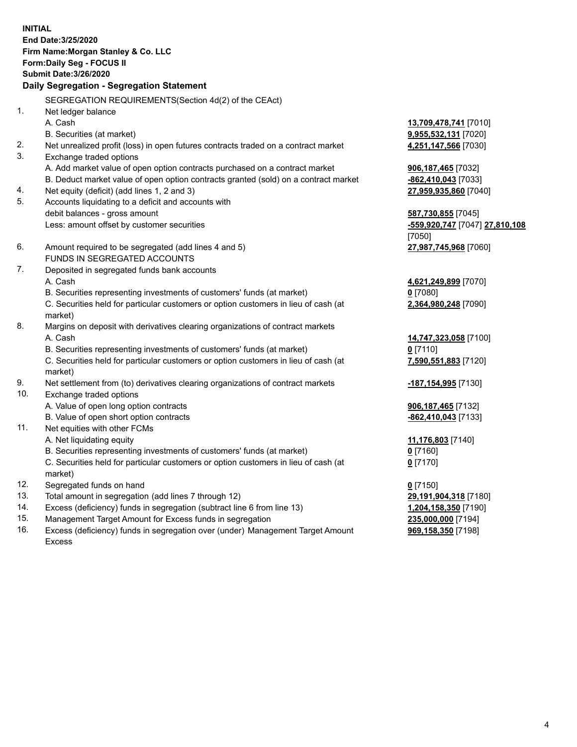**INITIAL**
**End Date:3/25/2020**
**Firm Name:Morgan Stanley & Co. LLC**
**Form:Daily Seg - FOCUS II**
**Submit Date:3/26/2020**

**Daily Segregation - Segregation Statement**

SEGREGATION REQUIREMENTS(Section 4d(2) of the CEAct)

| | | |
|---|---|---|
| 1. | Net ledger balance | |
| | A. Cash | **13,709,478,741** [7010] |
| | B. Securities (at market) | **9,955,532,131** [7020] |
| 2. | Net unrealized profit (loss) in open futures contracts traded on a contract market | **4,251,147,566** [7030] |
| 3. | Exchange traded options | |
| | A. Add market value of open option contracts purchased on a contract market | **906,187,465** [7032] |
| | B. Deduct market value of open option contracts granted (sold) on a contract market | **-862,410,043** [7033] |
| 4. | Net equity (deficit) (add lines 1, 2 and 3) | **27,959,935,860** [7040] |
| 5. | Accounts liquidating to a deficit and accounts with debit balances - gross amount | **587,730,855** [7045] |
| | Less: amount offset by customer securities | **-559,920,747** [7047] **27,810,108** [7050] |
| 6. | Amount required to be segregated (add lines 4 and 5) | **27,987,745,968** [7060] |
| | FUNDS IN SEGREGATED ACCOUNTS | |
| 7. | Deposited in segregated funds bank accounts | |
| | A. Cash | **4,621,249,899** [7070] |
| | B. Securities representing investments of customers' funds (at market) | **0** [7080] |
| | C. Securities held for particular customers or option customers in lieu of cash (at market) | **2,364,980,248** [7090] |
| 8. | Margins on deposit with derivatives clearing organizations of contract markets | |
| | A. Cash | **14,747,323,058** [7100] |
| | B. Securities representing investments of customers' funds (at market) | **0** [7110] |
| | C. Securities held for particular customers or option customers in lieu of cash (at market) | **7,590,551,883** [7120] |
| 9. | Net settlement from (to) derivatives clearing organizations of contract markets | **-187,154,995** [7130] |
| 10. | Exchange traded options | |
| | A. Value of open long option contracts | **906,187,465** [7132] |
| | B. Value of open short option contracts | **-862,410,043** [7133] |
| 11. | Net equities with other FCMs | |
| | A. Net liquidating equity | **11,176,803** [7140] |
| | B. Securities representing investments of customers' funds (at market) | **0** [7160] |
| | C. Securities held for particular customers or option customers in lieu of cash (at market) | **0** [7170] |
| 12. | Segregated funds on hand | **0** [7150] |
| 13. | Total amount in segregation (add lines 7 through 12) | **29,191,904,318** [7180] |
| 14. | Excess (deficiency) funds in segregation (subtract line 6 from line 13) | **1,204,158,350** [7190] |
| 15. | Management Target Amount for Excess funds in segregation | **235,000,000** [7194] |
| 16. | Excess (deficiency) funds in segregation over (under) Management Target Amount Excess | **969,158,350** [7198] |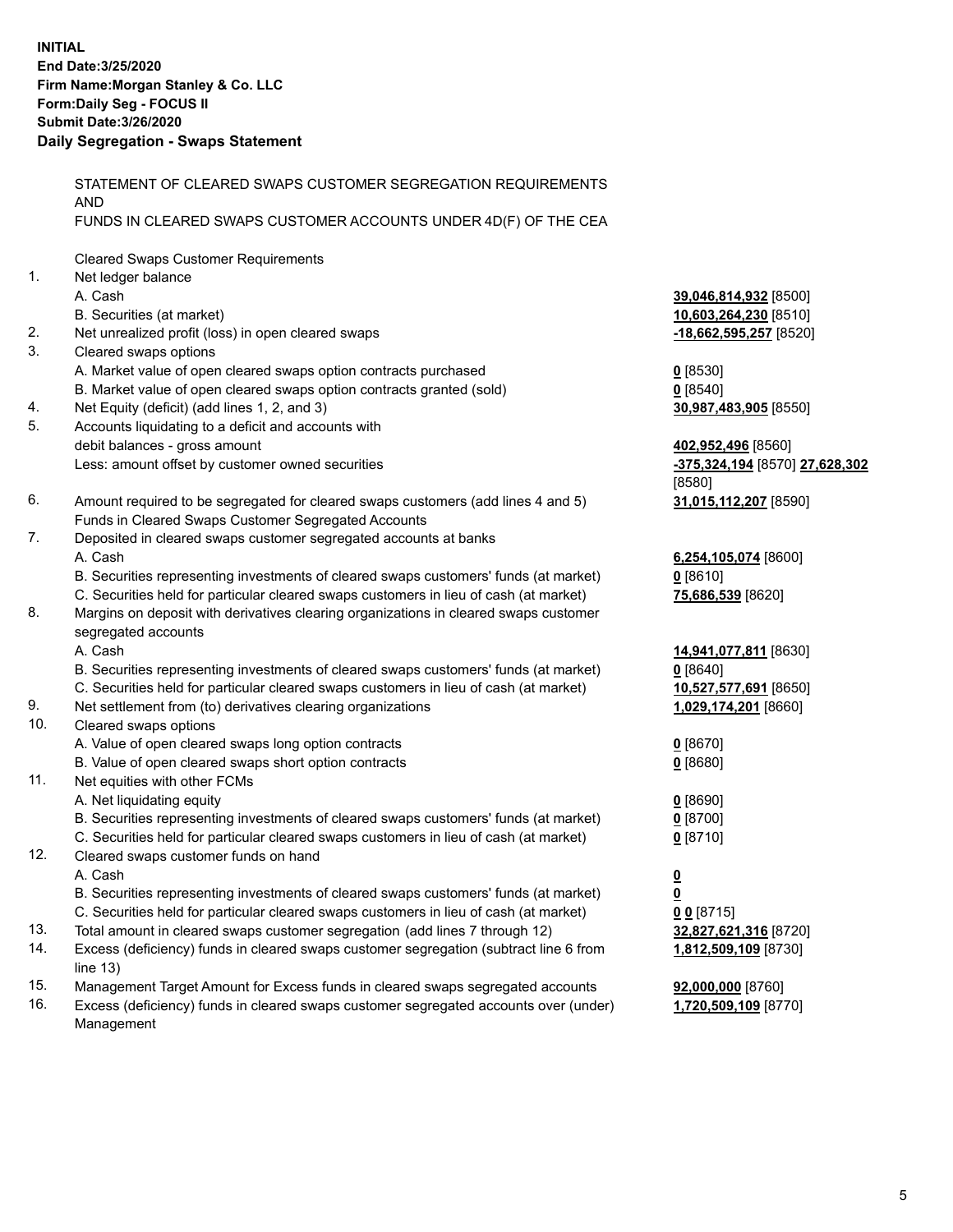**INITIAL**
**End Date:3/25/2020**
**Firm Name:Morgan Stanley & Co. LLC**
**Form:Daily Seg - FOCUS II**
**Submit Date:3/26/2020**
**Daily Segregation - Swaps Statement**

STATEMENT OF CLEARED SWAPS CUSTOMER SEGREGATION REQUIREMENTS AND
FUNDS IN CLEARED SWAPS CUSTOMER ACCOUNTS UNDER 4D(F) OF THE CEA

| | | |
|---|---|---|
| | Cleared Swaps Customer Requirements | |
| 1. | Net ledger balance | |
| | A. Cash | **39,046,814,932** [8500] |
| | B. Securities (at market) | **10,603,264,230** [8510] |
| 2. | Net unrealized profit (loss) in open cleared swaps | **-18,662,595,257** [8520] |
| 3. | Cleared swaps options | |
| | A. Market value of open cleared swaps option contracts purchased | **0** [8530] |
| | B. Market value of open cleared swaps option contracts granted (sold) | **0** [8540] |
| 4. | Net Equity (deficit) (add lines 1, 2, and 3) | **30,987,483,905** [8550] |
| 5. | Accounts liquidating to a deficit and accounts with | |
| | debit balances - gross amount | **402,952,496** [8560] |
| | Less: amount offset by customer owned securities | **-375,324,194** [8570] **27,628,302** [8580] |
| 6. | Amount required to be segregated for cleared swaps customers (add lines 4 and 5) | **31,015,112,207** [8590] |
| | Funds in Cleared Swaps Customer Segregated Accounts | |
| 7. | Deposited in cleared swaps customer segregated accounts at banks | |
| | A. Cash | **6,254,105,074** [8600] |
| | B. Securities representing investments of cleared swaps customers' funds (at market) | **0** [8610] |
| | C. Securities held for particular cleared swaps customers in lieu of cash (at market) | **75,686,539** [8620] |
| 8. | Margins on deposit with derivatives clearing organizations in cleared swaps customer segregated accounts | |
| | A. Cash | **14,941,077,811** [8630] |
| | B. Securities representing investments of cleared swaps customers' funds (at market) | **0** [8640] |
| | C. Securities held for particular cleared swaps customers in lieu of cash (at market) | **10,527,577,691** [8650] |
| 9. | Net settlement from (to) derivatives clearing organizations | **1,029,174,201** [8660] |
| 10. | Cleared swaps options | |
| | A. Value of open cleared swaps long option contracts | **0** [8670] |
| | B. Value of open cleared swaps short option contracts | **0** [8680] |
| 11. | Net equities with other FCMs | |
| | A. Net liquidating equity | **0** [8690] |
| | B. Securities representing investments of cleared swaps customers' funds (at market) | **0** [8700] |
| | C. Securities held for particular cleared swaps customers in lieu of cash (at market) | **0** [8710] |
| 12. | Cleared swaps customer funds on hand | |
| | A. Cash | **0** |
| | B. Securities representing investments of cleared swaps customers' funds (at market) | **0** |
| | C. Securities held for particular cleared swaps customers in lieu of cash (at market) | **0** **0** [8715] |
| 13. | Total amount in cleared swaps customer segregation (add lines 7 through 12) | **32,827,621,316** [8720] |
| 14. | Excess (deficiency) funds in cleared swaps customer segregation (subtract line 6 from line 13) | **1,812,509,109** [8730] |
| 15. | Management Target Amount for Excess funds in cleared swaps segregated accounts | **92,000,000** [8760] |
| 16. | Excess (deficiency) funds in cleared swaps customer segregated accounts over (under) Management | **1,720,509,109** [8770] |